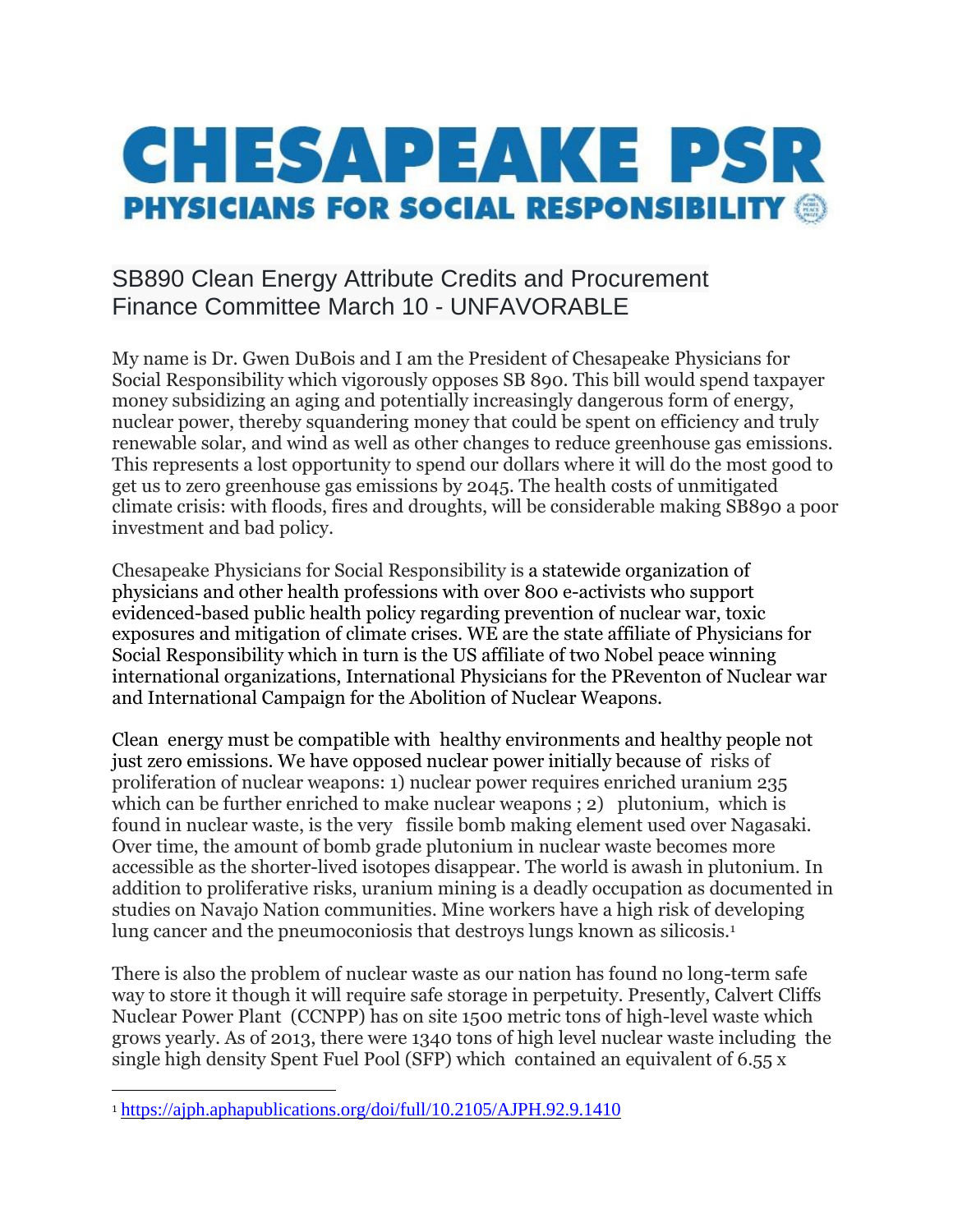# CHESAPEAKE PSR

## PHYSICIANS FOR SOCIAL RESPONSIBILITY

SB890 Clean Energy Attribute Credits and Procurement
Finance Committee March 10 - UNFAVORABLE

My name is Dr. Gwen DuBois and I am the President of Chesapeake Physicians for Social Responsibility which vigorously opposes SB 890. This bill would spend taxpayer money subsidizing an aging and potentially increasingly dangerous form of energy, nuclear power, thereby squandering money that could be spent on efficiency and truly renewable solar, and wind as well as other changes to reduce greenhouse gas emissions. This represents a lost opportunity to spend our dollars where it will do the most good to get us to zero greenhouse gas emissions by 2045. The health costs of unmitigated climate crisis: with floods, fires and droughts, will be considerable making SB890 a poor investment and bad policy.

Chesapeake Physicians for Social Responsibility is a statewide organization of physicians and other health professions with over 800 e-activists who support evidenced-based public health policy regarding prevention of nuclear war, toxic exposures and mitigation of climate crises. WE are the state affiliate of Physicians for Social Responsibility which in turn is the US affiliate of two Nobel peace winning international organizations, International Physicians for the PReventon of Nuclear war and International Campaign for the Abolition of Nuclear Weapons.

Clean energy must be compatible with healthy environments and healthy people not just zero emissions. We have opposed nuclear power initially because of risks of proliferation of nuclear weapons: 1) nuclear power requires enriched uranium 235 which can be further enriched to make nuclear weapons ; 2) plutonium, which is found in nuclear waste, is the very fissile bomb making element used over Nagasaki. Over time, the amount of bomb grade plutonium in nuclear waste becomes more accessible as the shorter-lived isotopes disappear. The world is awash in plutonium. In addition to proliferative risks, uranium mining is a deadly occupation as documented in studies on Navajo Nation communities. Mine workers have a high risk of developing lung cancer and the pneumoconiosis that destroys lungs known as silicosis.[1]

There is also the problem of nuclear waste as our nation has found no long-term safe way to store it though it will require safe storage in perpetuity. Presently, Calvert Cliffs Nuclear Power Plant (CCNPP) has on site 1500 metric tons of high-level waste which grows yearly. As of 2013, there were 1340 tons of high level nuclear waste including the single high density Spent Fuel Pool (SFP) which contained an equivalent of 6.55 x

[1] https://ajph.aphapublications.org/doi/full/10.2105/AJPH.92.9.1410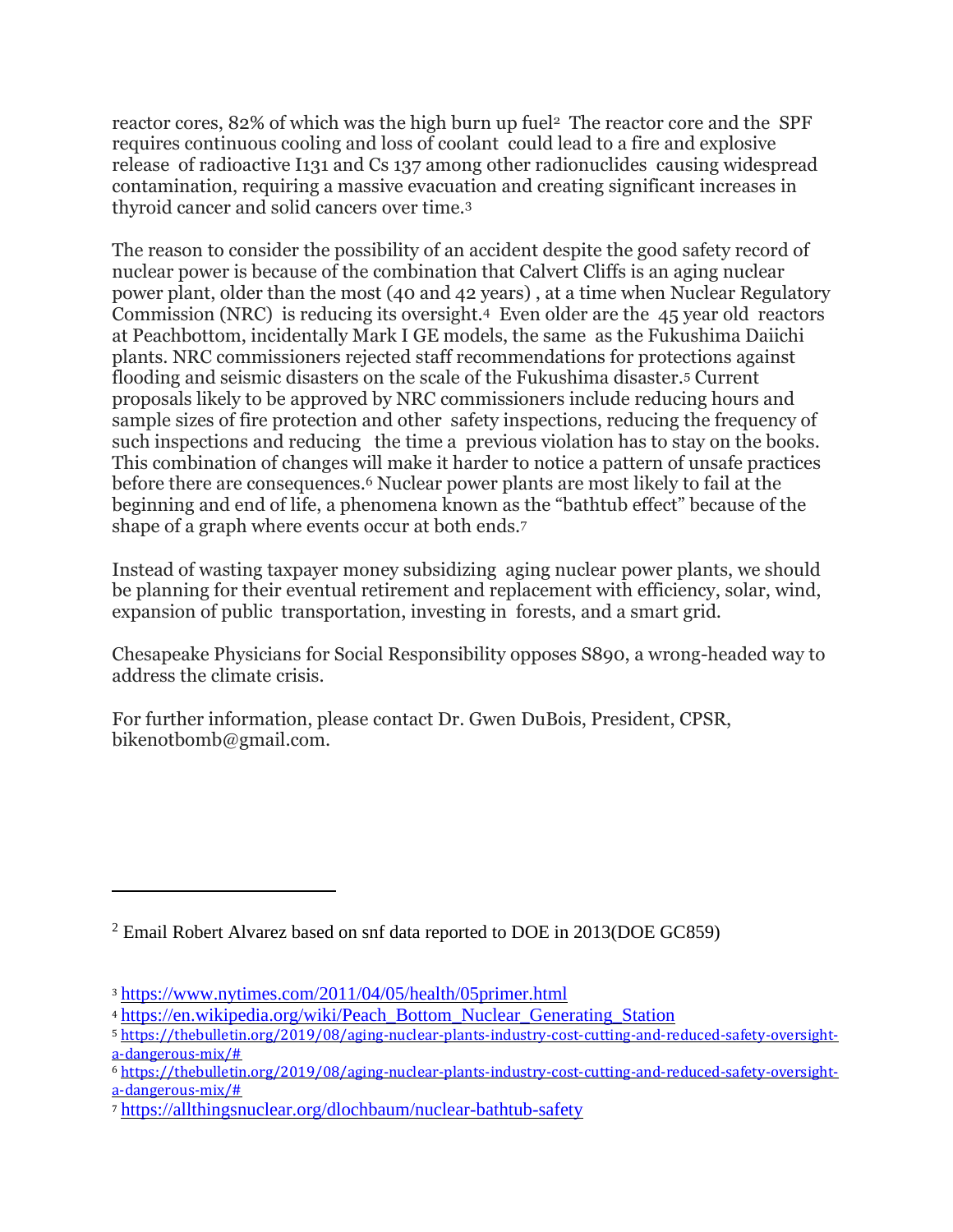reactor cores, 82% of which was the high burn up fuel[2] The reactor core and the SPF requires continuous cooling and loss of coolant could lead to a fire and explosive release of radioactive I131 and Cs 137 among other radionuclides causing widespread contamination, requiring a massive evacuation and creating significant increases in thyroid cancer and solid cancers over time.[3]

The reason to consider the possibility of an accident despite the good safety record of nuclear power is because of the combination that Calvert Cliffs is an aging nuclear power plant, older than the most (40 and 42 years) , at a time when Nuclear Regulatory Commission (NRC) is reducing its oversight.[4] Even older are the 45 year old reactors at Peachbottom, incidentally Mark I GE models, the same as the Fukushima Daiichi plants. NRC commissioners rejected staff recommendations for protections against flooding and seismic disasters on the scale of the Fukushima disaster.[5] Current proposals likely to be approved by NRC commissioners include reducing hours and sample sizes of fire protection and other safety inspections, reducing the frequency of such inspections and reducing the time a previous violation has to stay on the books. This combination of changes will make it harder to notice a pattern of unsafe practices before there are consequences.[6] Nuclear power plants are most likely to fail at the beginning and end of life, a phenomena known as the "bathtub effect" because of the shape of a graph where events occur at both ends.[7]

Instead of wasting taxpayer money subsidizing aging nuclear power plants, we should be planning for their eventual retirement and replacement with efficiency, solar, wind, expansion of public transportation, investing in forests, and a smart grid.

Chesapeake Physicians for Social Responsibility opposes S890, a wrong-headed way to address the climate crisis.

For further information, please contact Dr. Gwen DuBois, President, CPSR, bikenotbomb@gmail.com.

---

[2] Email Robert Alvarez based on snf data reported to DOE in 2013(DOE GC859)

[3] https://www.nytimes.com/2011/04/05/health/05primer.html

[4] https://en.wikipedia.org/wiki/Peach_Bottom_Nuclear_Generating_Station

[5] https://thebulletin.org/2019/08/aging-nuclear-plants-industry-cost-cutting-and-reduced-safety-oversight-a-dangerous-mix/#

[6] https://thebulletin.org/2019/08/aging-nuclear-plants-industry-cost-cutting-and-reduced-safety-oversight-a-dangerous-mix/#

[7] https://allthingsnuclear.org/dlochbaum/nuclear-bathtub-safety